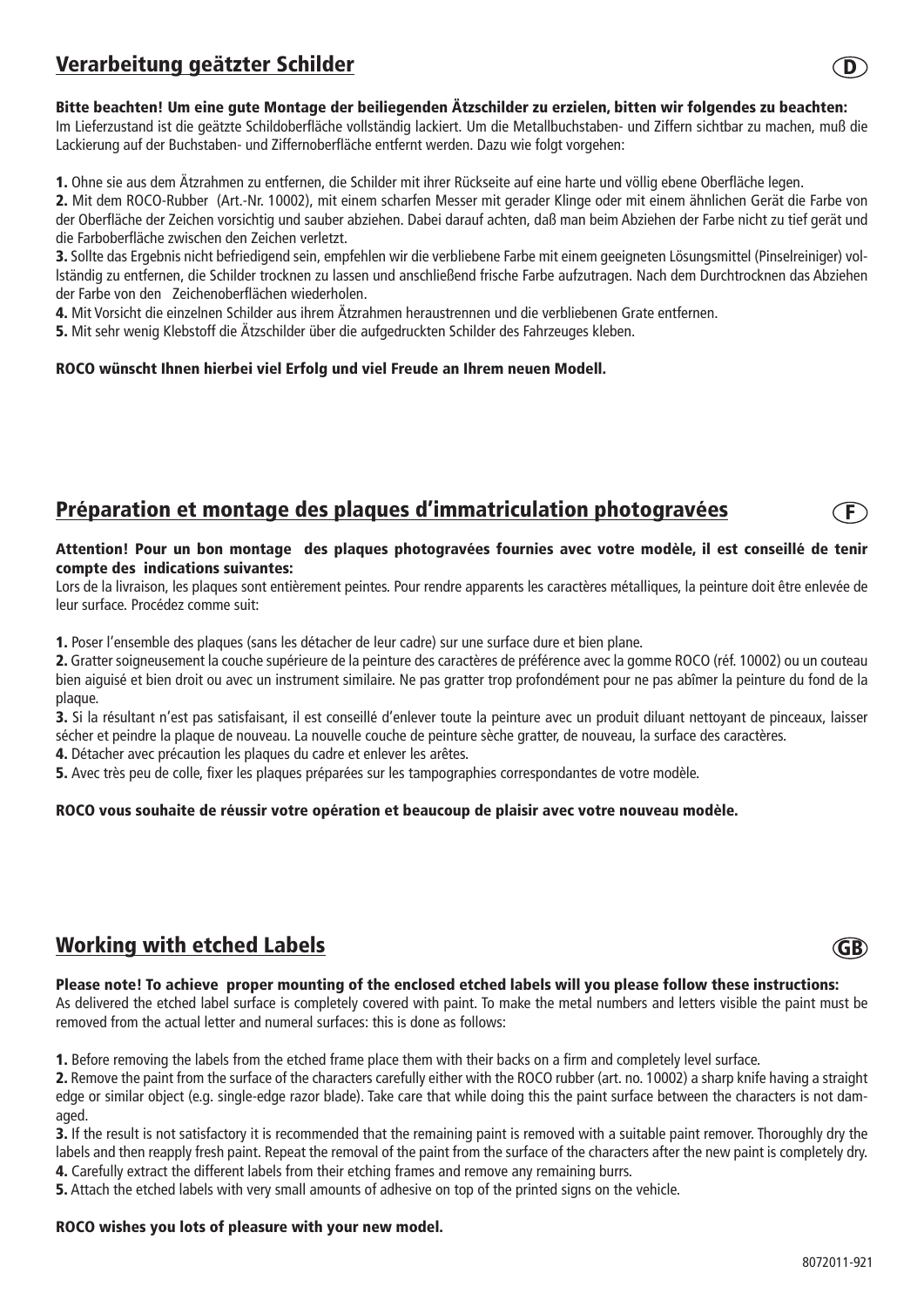## Verarbeitung geätzter Schilder

D

**Bitte beachten! Um eine gute Montage der beiliegenden Ätzschilder zu erzielen, bitten wir folgendes zu beachten:**
Im Lieferzustand ist die geätzte Schildoberfläche vollständig lackiert. Um die Metallbuchstaben- und Ziffern sichtbar zu machen, muß die Lackierung auf der Buchstaben- und Ziffernoberfläche entfernt werden. Dazu wie folgt vorgehen:

**1.** Ohne sie aus dem Ätzrahmen zu entfernen, die Schilder mit ihrer Rückseite auf eine harte und völlig ebene Oberfläche legen.
**2.** Mit dem ROCO-Rubber (Art.-Nr. 10002), mit einem scharfen Messer mit gerader Klinge oder mit einem ähnlichen Gerät die Farbe von der Oberfläche der Zeichen vorsichtig und sauber abziehen. Dabei darauf achten, daß man beim Abziehen der Farbe nicht zu tief gerät und die Farboberfläche zwischen den Zeichen verletzt.
**3.** Sollte das Ergebnis nicht befriedigend sein, empfehlen wir die verbliebene Farbe mit einem geeigneten Lösungsmittel (Pinselreiniger) vollständig zu entfernen, die Schilder trocknen zu lassen und anschließend frische Farbe aufzutragen. Nach dem Durchtrocknen das Abziehen der Farbe von den Zeichenoberflächen wiederholen.
**4.** Mit Vorsicht die einzelnen Schilder aus ihrem Ätzrahmen heraustrennen und die verbliebenen Grate entfernen.
**5.** Mit sehr wenig Klebstoff die Ätzschilder über die aufgedruckten Schilder des Fahrzeuges kleben.

**ROCO wünscht Ihnen hierbei viel Erfolg und viel Freude an Ihrem neuen Modell.**

## Préparation et montage des plaques d'immatriculation photogravées

F

**Attention! Pour un bon montage des plaques photogravées fournies avec votre modèle, il est conseillé de tenir compte des indications suivantes:**
Lors de la livraison, les plaques sont entièrement peintes. Pour rendre apparents les caractères métalliques, la peinture doit être enlevée de leur surface. Procédez comme suit:

**1.** Poser l'ensemble des plaques (sans les détacher de leur cadre) sur une surface dure et bien plane.
**2.** Gratter soigneusement la couche supérieure de la peinture des caractères de préférence avec la gomme ROCO (réf. 10002) ou un couteau bien aiguisé et bien droit ou avec un instrument similaire. Ne pas gratter trop profondément pour ne pas abîmer la peinture du fond de la plaque.
**3.** Si la résultant n'est pas satisfaisant, il est conseillé d'enlever toute la peinture avec un produit diluant nettoyant de pinceaux, laisser sécher et peindre la plaque de nouveau. La nouvelle couche de peinture sèche gratter, de nouveau, la surface des caractères.
**4.** Détacher avec précaution les plaques du cadre et enlever les arêtes.
**5.** Avec très peu de colle, fixer les plaques préparées sur les tampographies correspondantes de votre modèle.

**ROCO vous souhaite de réussir votre opération et beaucoup de plaisir avec votre nouveau modèle.**

## Working with etched Labels

GB

**Please note! To achieve proper mounting of the enclosed etched labels will you please follow these instructions:**
As delivered the etched label surface is completely covered with paint. To make the metal numbers and letters visible the paint must be removed from the actual letter and numeral surfaces: this is done as follows:

**1.** Before removing the labels from the etched frame place them with their backs on a firm and completely level surface.
**2.** Remove the paint from the surface of the characters carefully either with the ROCO rubber (art. no. 10002) a sharp knife having a straight edge or similar object (e.g. single-edge razor blade). Take care that while doing this the paint surface between the characters is not damaged.
**3.** If the result is not satisfactory it is recommended that the remaining paint is removed with a suitable paint remover. Thoroughly dry the labels and then reapply fresh paint. Repeat the removal of the paint from the surface of the characters after the new paint is completely dry.
**4.** Carefully extract the different labels from their etching frames and remove any remaining burrs.
**5.** Attach the etched labels with very small amounts of adhesive on top of the printed signs on the vehicle.

**ROCO wishes you lots of pleasure with your new model.**

8072011-921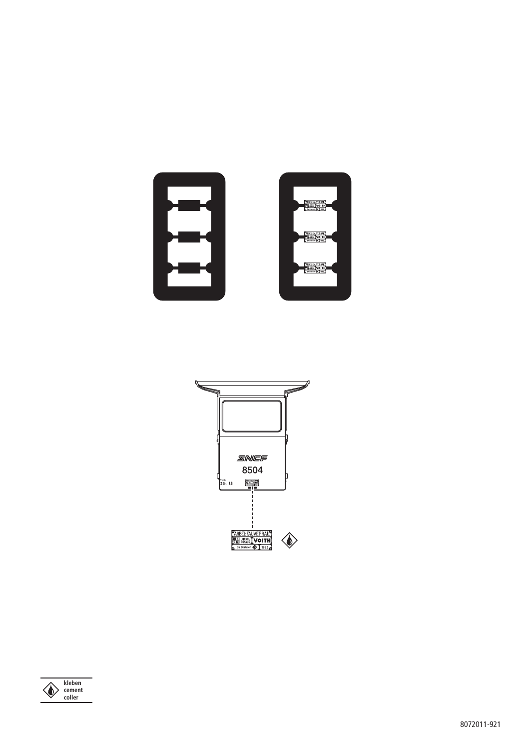SNCF

8504

ARBEL-FAUVET-RAIL

DIESEL POYAUD VOITH

De Dietrich 1932

kleben
cement
coller

8072011-921